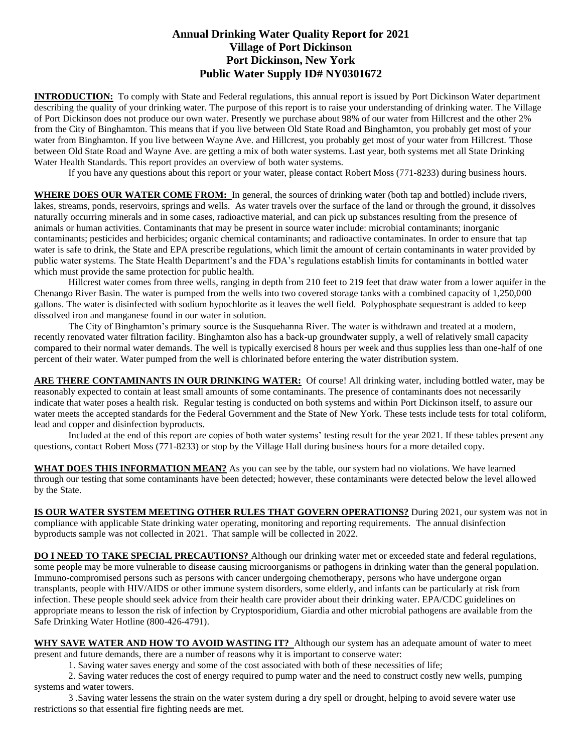# Annual Drinking Water Quality Report for 2021
## Village of Port Dickinson
## Port Dickinson, New York
## Public Water Supply ID# NY0301672

**INTRODUCTION:** To comply with State and Federal regulations, this annual report is issued by Port Dickinson Water department describing the quality of your drinking water. The purpose of this report is to raise your understanding of drinking water. The Village of Port Dickinson does not produce our own water. Presently we purchase about 98% of our water from Hillcrest and the other 2% from the City of Binghamton. This means that if you live between Old State Road and Binghamton, you probably get most of your water from Binghamton. If you live between Wayne Ave. and Hillcrest, you probably get most of your water from Hillcrest. Those between Old State Road and Wayne Ave. are getting a mix of both water systems. Last year, both systems met all State Drinking Water Health Standards. This report provides an overview of both water systems.

If you have any questions about this report or your water, please contact Robert Moss (771-8233) during business hours.

**WHERE DOES OUR WATER COME FROM:** In general, the sources of drinking water (both tap and bottled) include rivers, lakes, streams, ponds, reservoirs, springs and wells. As water travels over the surface of the land or through the ground, it dissolves naturally occurring minerals and in some cases, radioactive material, and can pick up substances resulting from the presence of animals or human activities. Contaminants that may be present in source water include: microbial contaminants; inorganic contaminants; pesticides and herbicides; organic chemical contaminants; and radioactive contaminates. In order to ensure that tap water is safe to drink, the State and EPA prescribe regulations, which limit the amount of certain contaminants in water provided by public water systems. The State Health Department's and the FDA's regulations establish limits for contaminants in bottled water which must provide the same protection for public health.

Hillcrest water comes from three wells, ranging in depth from 210 feet to 219 feet that draw water from a lower aquifer in the Chenango River Basin. The water is pumped from the wells into two covered storage tanks with a combined capacity of 1,250,000 gallons. The water is disinfected with sodium hypochlorite as it leaves the well field. Polyphosphate sequestrant is added to keep dissolved iron and manganese found in our water in solution.

The City of Binghamton's primary source is the Susquehanna River. The water is withdrawn and treated at a modern, recently renovated water filtration facility. Binghamton also has a back-up groundwater supply, a well of relatively small capacity compared to their normal water demands. The well is typically exercised 8 hours per week and thus supplies less than one-half of one percent of their water. Water pumped from the well is chlorinated before entering the water distribution system.

**ARE THERE CONTAMINANTS IN OUR DRINKING WATER:** Of course! All drinking water, including bottled water, may be reasonably expected to contain at least small amounts of some contaminants. The presence of contaminants does not necessarily indicate that water poses a health risk. Regular testing is conducted on both systems and within Port Dickinson itself, to assure our water meets the accepted standards for the Federal Government and the State of New York. These tests include tests for total coliform, lead and copper and disinfection byproducts.

Included at the end of this report are copies of both water systems' testing result for the year 2021. If these tables present any questions, contact Robert Moss (771-8233) or stop by the Village Hall during business hours for a more detailed copy.

**WHAT DOES THIS INFORMATION MEAN?** As you can see by the table, our system had no violations. We have learned through our testing that some contaminants have been detected; however, these contaminants were detected below the level allowed by the State.

**IS OUR WATER SYSTEM MEETING OTHER RULES THAT GOVERN OPERATIONS?** During 2021, our system was not in compliance with applicable State drinking water operating, monitoring and reporting requirements. The annual disinfection byproducts sample was not collected in 2021. That sample will be collected in 2022.

**DO I NEED TO TAKE SPECIAL PRECAUTIONS?** Although our drinking water met or exceeded state and federal regulations, some people may be more vulnerable to disease causing microorganisms or pathogens in drinking water than the general population. Immuno-compromised persons such as persons with cancer undergoing chemotherapy, persons who have undergone organ transplants, people with HIV/AIDS or other immune system disorders, some elderly, and infants can be particularly at risk from infection. These people should seek advice from their health care provider about their drinking water. EPA/CDC guidelines on appropriate means to lesson the risk of infection by Cryptosporidium, Giardia and other microbial pathogens are available from the Safe Drinking Water Hotline (800-426-4791).

**WHY SAVE WATER AND HOW TO AVOID WASTING IT?** Although our system has an adequate amount of water to meet present and future demands, there are a number of reasons why it is important to conserve water:

1. Saving water saves energy and some of the cost associated with both of these necessities of life;
2. Saving water reduces the cost of energy required to pump water and the need to construct costly new wells, pumping systems and water towers.
3. Saving water lessens the strain on the water system during a dry spell or drought, helping to avoid severe water use restrictions so that essential fire fighting needs are met.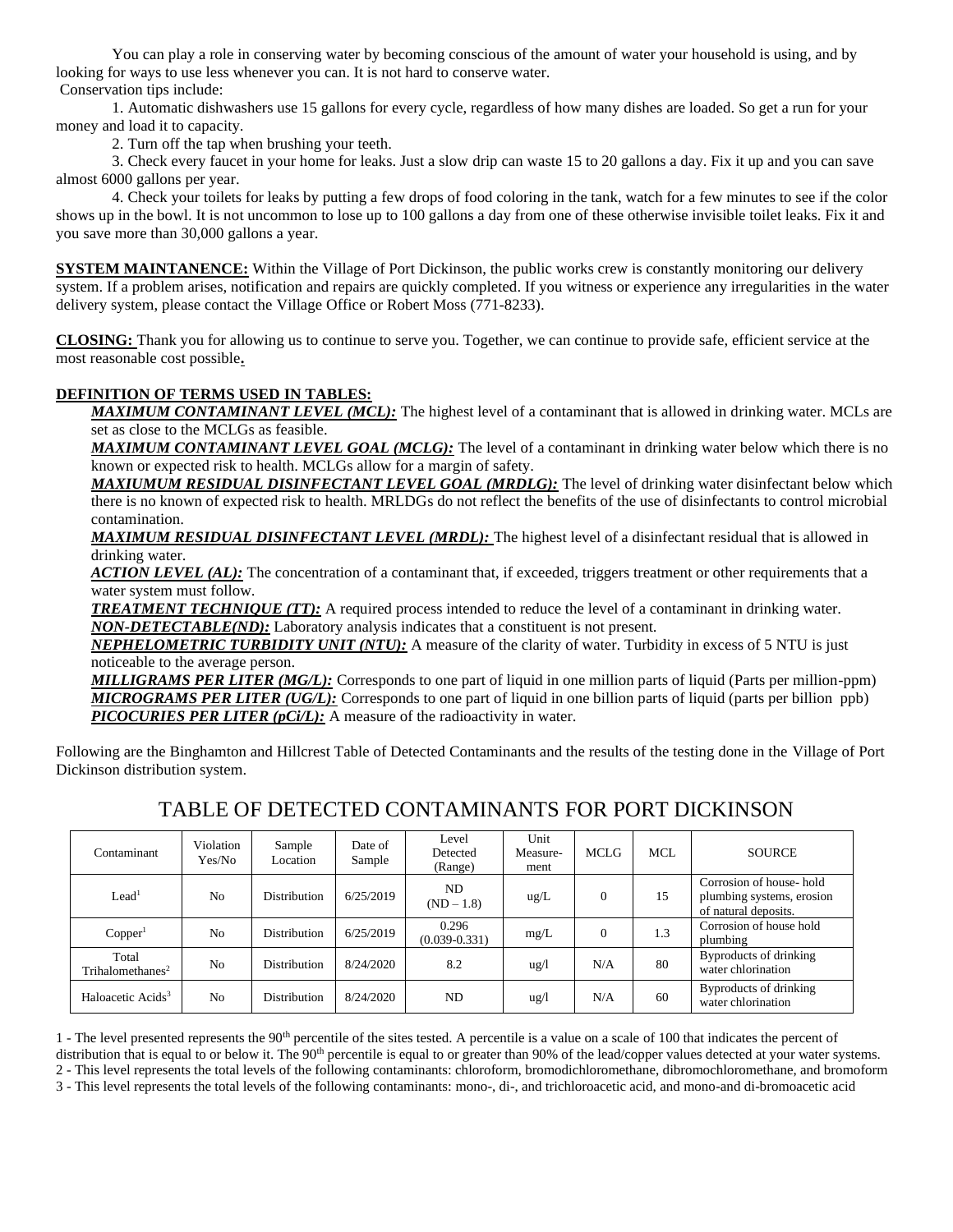You can play a role in conserving water by becoming conscious of the amount of water your household is using, and by looking for ways to use less whenever you can. It is not hard to conserve water.

Conservation tips include:

1. Automatic dishwashers use 15 gallons for every cycle, regardless of how many dishes are loaded. So get a run for your money and load it to capacity.
2. Turn off the tap when brushing your teeth.
3. Check every faucet in your home for leaks. Just a slow drip can waste 15 to 20 gallons a day. Fix it up and you can save almost 6000 gallons per year.
4. Check your toilets for leaks by putting a few drops of food coloring in the tank, watch for a few minutes to see if the color shows up in the bowl. It is not uncommon to lose up to 100 gallons a day from one of these otherwise invisible toilet leaks. Fix it and you save more than 30,000 gallons a year.

**SYSTEM MAINTANENCE:** Within the Village of Port Dickinson, the public works crew is constantly monitoring our delivery system. If a problem arises, notification and repairs are quickly completed. If you witness or experience any irregularities in the water delivery system, please contact the Village Office or Robert Moss (771-8233).

**CLOSING:** Thank you for allowing us to continue to serve you. Together, we can continue to provide safe, efficient service at the most reasonable cost possible**.**

**DEFINITION OF TERMS USED IN TABLES:**

***MAXIMUM CONTAMINANT LEVEL (MCL):*** The highest level of a contaminant that is allowed in drinking water. MCLs are set as close to the MCLGs as feasible.

***MAXIMUM CONTAMINANT LEVEL GOAL (MCLG):*** The level of a contaminant in drinking water below which there is no known or expected risk to health. MCLGs allow for a margin of safety.

***MAXIUMUM RESIDUAL DISINFECTANT LEVEL GOAL (MRDLG):*** The level of drinking water disinfectant below which there is no known of expected risk to health. MRLDGs do not reflect the benefits of the use of disinfectants to control microbial contamination.

***MAXIMUM RESIDUAL DISINFECTANT LEVEL (MRDL):*** The highest level of a disinfectant residual that is allowed in drinking water.

***ACTION LEVEL (AL):*** The concentration of a contaminant that, if exceeded, triggers treatment or other requirements that a water system must follow.

***TREATMENT TECHNIQUE (TT):*** A required process intended to reduce the level of a contaminant in drinking water.

***NON-DETECTABLE(ND):*** Laboratory analysis indicates that a constituent is not present.

***NEPHELOMETRIC TURBIDITY UNIT (NTU):*** A measure of the clarity of water. Turbidity in excess of 5 NTU is just noticeable to the average person.

***MILLIGRAMS PER LITER (MG/L):*** Corresponds to one part of liquid in one million parts of liquid (Parts per million-ppm)

***MICROGRAMS PER LITER (UG/L):*** Corresponds to one part of liquid in one billion parts of liquid (parts per billion ppb)

***PICOCURIES PER LITER (pCi/L):*** A measure of the radioactivity in water.

Following are the Binghamton and Hillcrest Table of Detected Contaminants and the results of the testing done in the Village of Port Dickinson distribution system.

## TABLE OF DETECTED CONTAMINANTS FOR PORT DICKINSON

| Contaminant | Violation Yes/No | Sample Location | Date of Sample | Level Detected (Range) | Unit Measure-ment | MCLG | MCL | SOURCE |
|---|---|---|---|---|---|---|---|---|
| Lead[1] | No | Distribution | 6/25/2019 | ND (ND – 1.8) | ug/L | 0 | 15 | Corrosion of house- hold plumbing systems, erosion of natural deposits. |
| Copper[1] | No | Distribution | 6/25/2019 | 0.296 (0.039-0.331) | mg/L | 0 | 1.3 | Corrosion of house hold plumbing |
| Total Trihalomethanes[2] | No | Distribution | 8/24/2020 | 8.2 | ug/l | N/A | 80 | Byproducts of drinking water chlorination |
| Haloacetic Acids[3] | No | Distribution | 8/24/2020 | ND | ug/l | N/A | 60 | Byproducts of drinking water chlorination |

1 - The level presented represents the 90th percentile of the sites tested. A percentile is a value on a scale of 100 that indicates the percent of distribution that is equal to or below it. The 90th percentile is equal to or greater than 90% of the lead/copper values detected at your water systems.

2 - This level represents the total levels of the following contaminants: chloroform, bromodichloromethane, dibromochloromethane, and bromoform

3 - This level represents the total levels of the following contaminants: mono-, di-, and trichloroacetic acid, and mono-and di-bromoacetic acid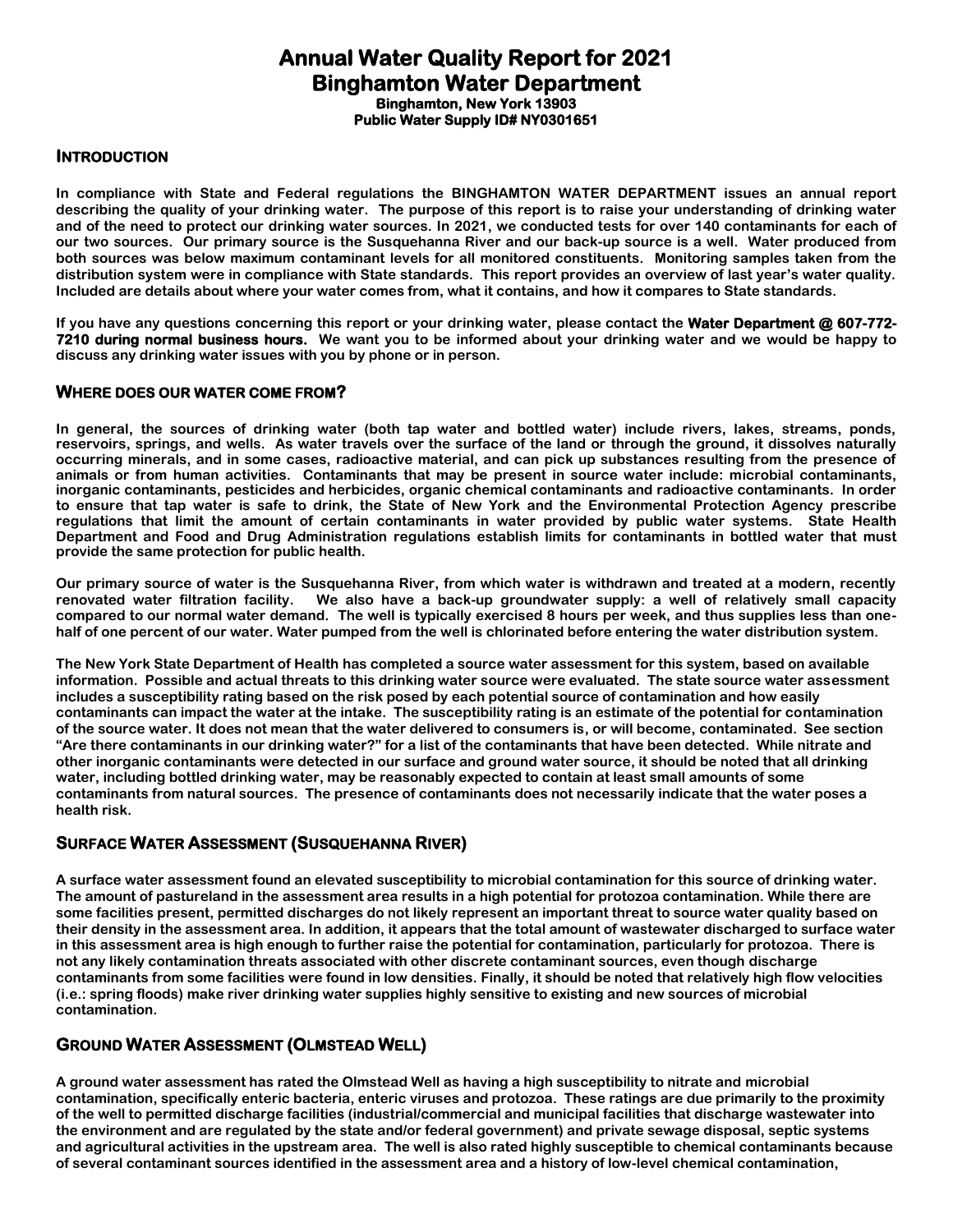# Annual Water Quality Report for 2021
# Binghamton Water Department

**Binghamton, New York 13903**
**Public Water Supply ID# NY0301651**

## INTRODUCTION

**In compliance with State and Federal regulations the BINGHAMTON WATER DEPARTMENT issues an annual report describing the quality of your drinking water. The purpose of this report is to raise your understanding of drinking water and of the need to protect our drinking water sources. In 2021, we conducted tests for over 140 contaminants for each of our two sources. Our primary source is the Susquehanna River and our back-up source is a well. Water produced from both sources was below maximum contaminant levels for all monitored constituents. Monitoring samples taken from the distribution system were in compliance with State standards. This report provides an overview of last year's water quality. Included are details about where your water comes from, what it contains, and how it compares to State standards.**

**If you have any questions concerning this report or your drinking water, please contact the Water Department @ 607-772-7210 during normal business hours. We want you to be informed about your drinking water and we would be happy to discuss any drinking water issues with you by phone or in person.**

## WHERE DOES OUR WATER COME FROM?

**In general, the sources of drinking water (both tap water and bottled water) include rivers, lakes, streams, ponds, reservoirs, springs, and wells. As water travels over the surface of the land or through the ground, it dissolves naturally occurring minerals, and in some cases, radioactive material, and can pick up substances resulting from the presence of animals or from human activities. Contaminants that may be present in source water include: microbial contaminants, inorganic contaminants, pesticides and herbicides, organic chemical contaminants and radioactive contaminants. In order to ensure that tap water is safe to drink, the State of New York and the Environmental Protection Agency prescribe regulations that limit the amount of certain contaminants in water provided by public water systems. State Health Department and Food and Drug Administration regulations establish limits for contaminants in bottled water that must provide the same protection for public health.**

**Our primary source of water is the Susquehanna River, from which water is withdrawn and treated at a modern, recently renovated water filtration facility. We also have a back-up groundwater supply: a well of relatively small capacity compared to our normal water demand. The well is typically exercised 8 hours per week, and thus supplies less than one-half of one percent of our water. Water pumped from the well is chlorinated before entering the water distribution system.**

**The New York State Department of Health has completed a source water assessment for this system, based on available information. Possible and actual threats to this drinking water source were evaluated. The state source water assessment includes a susceptibility rating based on the risk posed by each potential source of contamination and how easily contaminants can impact the water at the intake. The susceptibility rating is an estimate of the potential for contamination of the source water. It does not mean that the water delivered to consumers is, or will become, contaminated. See section "Are there contaminants in our drinking water?" for a list of the contaminants that have been detected. While nitrate and other inorganic contaminants were detected in our surface and ground water source, it should be noted that all drinking water, including bottled drinking water, may be reasonably expected to contain at least small amounts of some contaminants from natural sources. The presence of contaminants does not necessarily indicate that the water poses a health risk.**

## SURFACE WATER ASSESSMENT (SUSQUEHANNA RIVER)

**A surface water assessment found an elevated susceptibility to microbial contamination for this source of drinking water. The amount of pastureland in the assessment area results in a high potential for protozoa contamination. While there are some facilities present, permitted discharges do not likely represent an important threat to source water quality based on their density in the assessment area. In addition, it appears that the total amount of wastewater discharged to surface water in this assessment area is high enough to further raise the potential for contamination, particularly for protozoa. There is not any likely contamination threats associated with other discrete contaminant sources, even though discharge contaminants from some facilities were found in low densities. Finally, it should be noted that relatively high flow velocities (i.e.: spring floods) make river drinking water supplies highly sensitive to existing and new sources of microbial contamination.**

## GROUND WATER ASSESSMENT (OLMSTEAD WELL)

**A ground water assessment has rated the Olmstead Well as having a high susceptibility to nitrate and microbial contamination, specifically enteric bacteria, enteric viruses and protozoa. These ratings are due primarily to the proximity of the well to permitted discharge facilities (industrial/commercial and municipal facilities that discharge wastewater into the environment and are regulated by the state and/or federal government) and private sewage disposal, septic systems and agricultural activities in the upstream area. The well is also rated highly susceptible to chemical contaminants because of several contaminant sources identified in the assessment area and a history of low-level chemical contamination,**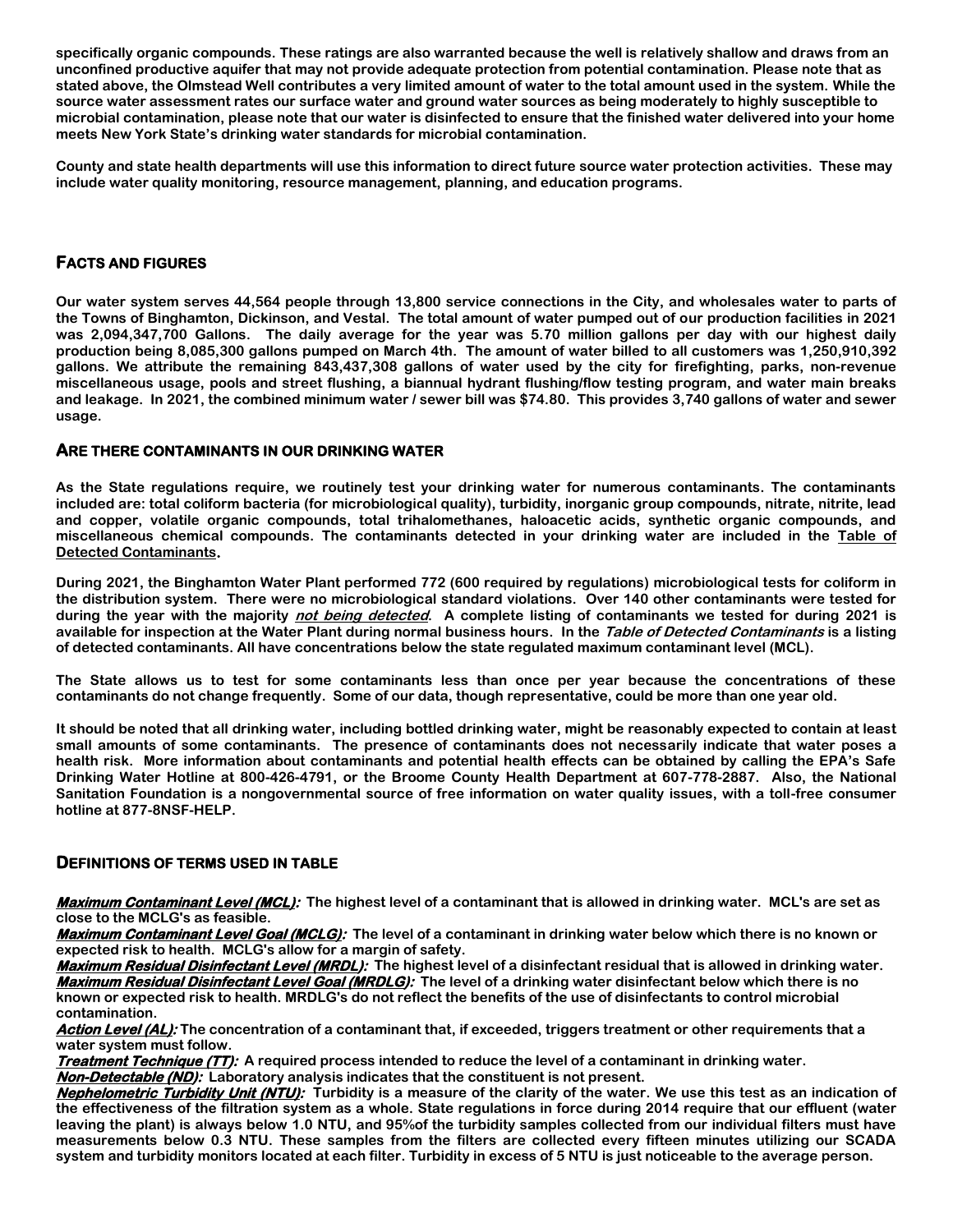**specifically organic compounds. These ratings are also warranted because the well is relatively shallow and draws from an unconfined productive aquifer that may not provide adequate protection from potential contamination. Please note that as stated above, the Olmstead Well contributes a very limited amount of water to the total amount used in the system. While the source water assessment rates our surface water and ground water sources as being moderately to highly susceptible to microbial contamination, please note that our water is disinfected to ensure that the finished water delivered into your home meets New York State's drinking water standards for microbial contamination.**

**County and state health departments will use this information to direct future source water protection activities. These may include water quality monitoring, resource management, planning, and education programs.**

## FACTS AND FIGURES

**Our water system serves 44,564 people through 13,800 service connections in the City, and wholesales water to parts of the Towns of Binghamton, Dickinson, and Vestal. The total amount of water pumped out of our production facilities in 2021 was 2,094,347,700 Gallons. The daily average for the year was 5.70 million gallons per day with our highest daily production being 8,085,300 gallons pumped on March 4th. The amount of water billed to all customers was 1,250,910,392 gallons. We attribute the remaining 843,437,308 gallons of water used by the city for firefighting, parks, non-revenue miscellaneous usage, pools and street flushing, a biannual hydrant flushing/flow testing program, and water main breaks and leakage. In 2021, the combined minimum water / sewer bill was $74.80. This provides 3,740 gallons of water and sewer usage.**

## ARE THERE CONTAMINANTS IN OUR DRINKING WATER

**As the State regulations require, we routinely test your drinking water for numerous contaminants. The contaminants included are: total coliform bacteria (for microbiological quality), turbidity, inorganic group compounds, nitrate, nitrite, lead and copper, volatile organic compounds, total trihalomethanes, haloacetic acids, synthetic organic compounds, and miscellaneous chemical compounds. The contaminants detected in your drinking water are included in the Table of Detected Contaminants.**

**During 2021, the Binghamton Water Plant performed 772 (600 required by regulations) microbiological tests for coliform in the distribution system. There were no microbiological standard violations. Over 140 other contaminants were tested for during the year with the majority *not being detected*. A complete listing of contaminants we tested for during 2021 is available for inspection at the Water Plant during normal business hours. In the *Table of Detected Contaminants* is a listing of detected contaminants. All have concentrations below the state regulated maximum contaminant level (MCL).**

**The State allows us to test for some contaminants less than once per year because the concentrations of these contaminants do not change frequently. Some of our data, though representative, could be more than one year old.**

**It should be noted that all drinking water, including bottled drinking water, might be reasonably expected to contain at least small amounts of some contaminants. The presence of contaminants does not necessarily indicate that water poses a health risk. More information about contaminants and potential health effects can be obtained by calling the EPA's Safe Drinking Water Hotline at 800-426-4791, or the Broome County Health Department at 607-778-2887. Also, the National Sanitation Foundation is a nongovernmental source of free information on water quality issues, with a toll-free consumer hotline at 877-8NSF-HELP.**

## DEFINITIONS OF TERMS USED IN TABLE

***Maximum Contaminant Level (MCL):*** **The highest level of a contaminant that is allowed in drinking water. MCL's are set as close to the MCLG's as feasible.**

***Maximum Contaminant Level Goal (MCLG):*** **The level of a contaminant in drinking water below which there is no known or expected risk to health. MCLG's allow for a margin of safety.**

***Maximum Residual Disinfectant Level (MRDL):*** **The highest level of a disinfectant residual that is allowed in drinking water.**

***Maximum Residual Disinfectant Level Goal (MRDLG):*** **The level of a drinking water disinfectant below which there is no known or expected risk to health. MRDLG's do not reflect the benefits of the use of disinfectants to control microbial contamination.**

***Action Level (AL):*** **The concentration of a contaminant that, if exceeded, triggers treatment or other requirements that a water system must follow.**

***Treatment Technique (TT):*** **A required process intended to reduce the level of a contaminant in drinking water.**

***Non-Detectable (ND):*** **Laboratory analysis indicates that the constituent is not present.**

***Nephelometric Turbidity Unit (NTU):*** **Turbidity is a measure of the clarity of the water. We use this test as an indication of the effectiveness of the filtration system as a whole. State regulations in force during 2014 require that our effluent (water leaving the plant) is always below 1.0 NTU, and 95%of the turbidity samples collected from our individual filters must have measurements below 0.3 NTU. These samples from the filters are collected every fifteen minutes utilizing our SCADA system and turbidity monitors located at each filter. Turbidity in excess of 5 NTU is just noticeable to the average person.**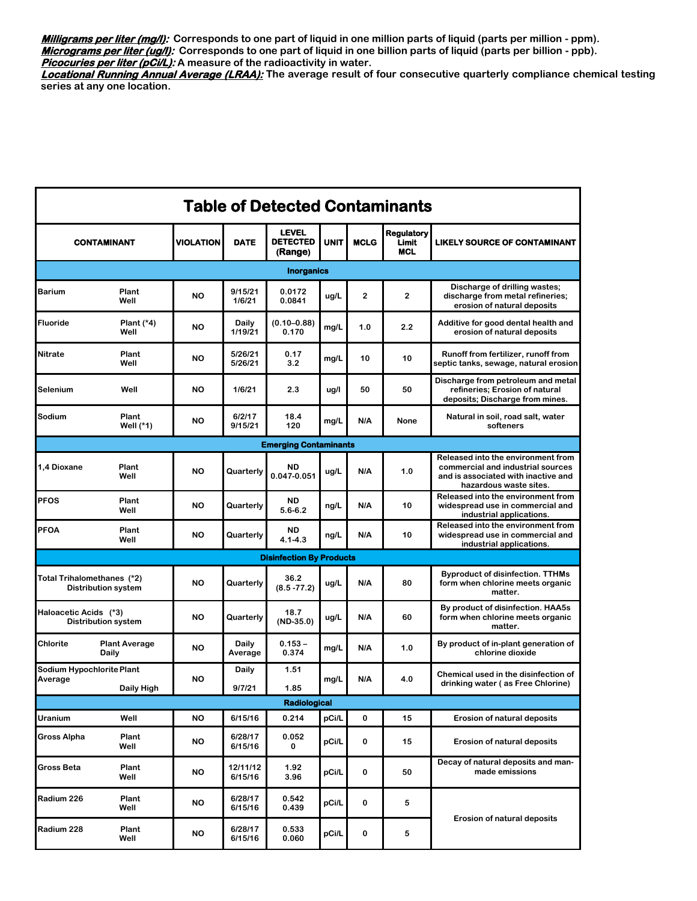***Milligrams per liter (mg/l):*** **Corresponds to one part of liquid in one million parts of liquid (parts per million - ppm).**
***Micrograms per liter (ug/l):*** **Corresponds to one part of liquid in one billion parts of liquid (parts per billion - ppb).**
***Picocuries per liter (pCi/L):*** **A measure of the radioactivity in water.**
***Locational Running Annual Average (LRAA):*** **The average result of four consecutive quarterly compliance chemical testing series at any one location.**

## Table of Detected Contaminants

| CONTAMINANT | | VIOLATION | DATE | LEVEL DETECTED (Range) | UNIT | MCLG | Regulatory Limit MCL | LIKELY SOURCE OF CONTAMINANT |
|---|---|---|---|---|---|---|---|---|
| **Inorganics** | | | | | | | | |
| Barium | Plant<br>Well | NO | 9/15/21<br>1/6/21 | 0.0172<br>0.0841 | ug/L | 2 | 2 | Discharge of drilling wastes; discharge from metal refineries; erosion of natural deposits |
| Fluoride | Plant (*4)<br>Well | NO | Daily<br>1/19/21 | (0.10–0.88)<br>0.170 | mg/L | 1.0 | 2.2 | Additive for good dental health and erosion of natural deposits |
| Nitrate | Plant<br>Well | NO | 5/26/21<br>5/26/21 | 0.17<br>3.2 | mg/L | 10 | 10 | Runoff from fertilizer, runoff from septic tanks, sewage, natural erosion |
| Selenium | Well | NO | 1/6/21 | 2.3 | ug/l | 50 | 50 | Discharge from petroleum and metal refineries; Erosion of natural deposits; Discharge from mines. |
| Sodium | Plant<br>Well (*1) | NO | 6/2/17<br>9/15/21 | 18.4<br>120 | mg/L | N/A | None | Natural in soil, road salt, water softeners |
| **Emerging Contaminants** | | | | | | | | |
| 1,4 Dioxane | Plant<br>Well | NO | Quarterly | ND<br>0.047-0.051 | ug/L | N/A | 1.0 | Released into the environment from commercial and industrial sources and is associated with inactive and hazardous waste sites. |
| PFOS | Plant<br>Well | NO | Quarterly | ND<br>5.6-6.2 | ng/L | N/A | 10 | Released into the environment from widespread use in commercial and industrial applications. |
| PFOA | Plant<br>Well | NO | Quarterly | ND<br>4.1-4.3 | ng/L | N/A | 10 | Released into the environment from widespread use in commercial and industrial applications. |
| **Disinfection By Products** | | | | | | | | |
| Total Trihalomethanes (*2) | Distribution system | NO | Quarterly | 36.2<br>(8.5 -77.2) | ug/L | N/A | 80 | Byproduct of disinfection. TTHMs form when chlorine meets organic matter. |
| Haloacetic Acids (*3) | Distribution system | NO | Quarterly | 18.7<br>(ND-35.0) | ug/L | N/A | 60 | By product of disinfection. HAA5s form when chlorine meets organic matter. |
| Chlorite | Plant Average Daily | NO | Daily Average | 0.153 – 0.374 | mg/L | N/A | 1.0 | By product of in-plant generation of chlorine dioxide |
| Sodium Hypochlorite | Plant Average<br>Daily High | NO | Daily<br>9/7/21 | 1.51<br>1.85 | mg/L | N/A | 4.0 | Chemical used in the disinfection of drinking water ( as Free Chlorine) |
| **Radiological** | | | | | | | | |
| Uranium | Well | NO | 6/15/16 | 0.214 | pCi/L | 0 | 15 | Erosion of natural deposits |
| Gross Alpha | Plant<br>Well | NO | 6/28/17<br>6/15/16 | 0.052<br>0 | pCi/L | 0 | 15 | Erosion of natural deposits |
| Gross Beta | Plant<br>Well | NO | 12/11/12<br>6/15/16 | 1.92<br>3.96 | pCi/L | 0 | 50 | Decay of natural deposits and man-made emissions |
| Radium 226 | Plant<br>Well | NO | 6/28/17<br>6/15/16 | 0.542<br>0.439 | pCi/L | 0 | 5 | Erosion of natural deposits |
| Radium 228 | Plant<br>Well | NO | 6/28/17<br>6/15/16 | 0.533<br>0.060 | pCi/L | 0 | 5 | Erosion of natural deposits |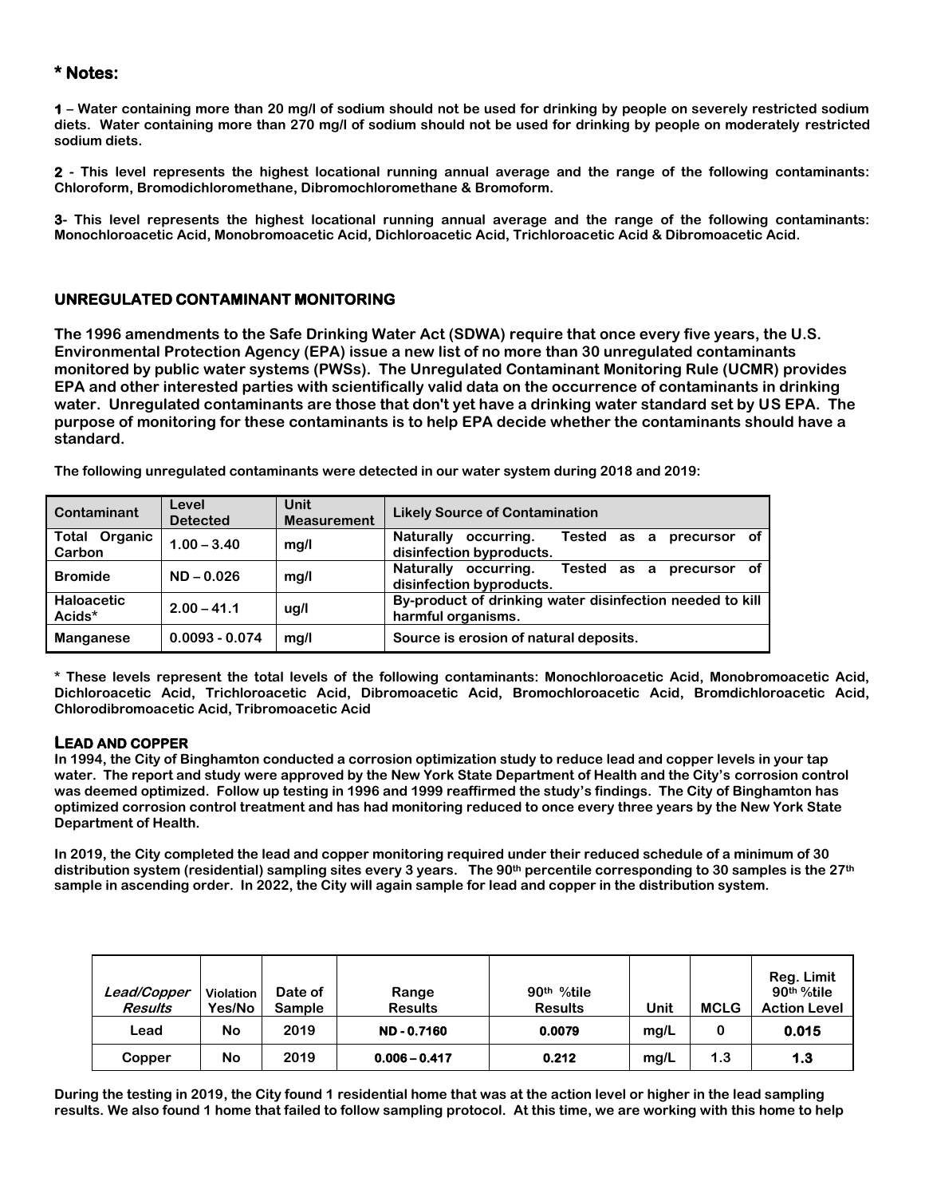## * Notes:

**1 – Water containing more than 20 mg/l of sodium should not be used for drinking by people on severely restricted sodium diets. Water containing more than 270 mg/l of sodium should not be used for drinking by people on moderately restricted sodium diets.**

**2 - This level represents the highest locational running annual average and the range of the following contaminants: Chloroform, Bromodichloromethane, Dibromochloromethane & Bromoform.**

**3- This level represents the highest locational running annual average and the range of the following contaminants: Monochloroacetic Acid, Monobromoacetic Acid, Dichloroacetic Acid, Trichloroacetic Acid & Dibromoacetic Acid.**

### UNREGULATED CONTAMINANT MONITORING

**The 1996 amendments to the Safe Drinking Water Act (SDWA) require that once every five years, the U.S. Environmental Protection Agency (EPA) issue a new list of no more than 30 unregulated contaminants monitored by public water systems (PWSs). The Unregulated Contaminant Monitoring Rule (UCMR) provides EPA and other interested parties with scientifically valid data on the occurrence of contaminants in drinking water. Unregulated contaminants are those that don't yet have a drinking water standard set by US EPA. The purpose of monitoring for these contaminants is to help EPA decide whether the contaminants should have a standard.**

**The following unregulated contaminants were detected in our water system during 2018 and 2019:**

| Contaminant | Level Detected | Unit Measurement | Likely Source of Contamination |
|---|---|---|---|
| Total Organic Carbon | 1.00 – 3.40 | mg/l | Naturally occurring. Tested as a precursor of disinfection byproducts. |
| Bromide | ND – 0.026 | mg/l | Naturally occurring. Tested as a precursor of disinfection byproducts. |
| Haloacetic Acids* | 2.00 – 41.1 | ug/l | By-product of drinking water disinfection needed to kill harmful organisms. |
| Manganese | 0.0093 - 0.074 | mg/l | Source is erosion of natural deposits. |

**\* These levels represent the total levels of the following contaminants: Monochloroacetic Acid, Monobromoacetic Acid, Dichloroacetic Acid, Trichloroacetic Acid, Dibromoacetic Acid, Bromochloroacetic Acid, Bromdichloroacetic Acid, Chlorodibromoacetic Acid, Tribromoacetic Acid**

### LEAD AND COPPER

**In 1994, the City of Binghamton conducted a corrosion optimization study to reduce lead and copper levels in your tap water. The report and study were approved by the New York State Department of Health and the City's corrosion control was deemed optimized. Follow up testing in 1996 and 1999 reaffirmed the study's findings. The City of Binghamton has optimized corrosion control treatment and has had monitoring reduced to once every three years by the New York State Department of Health.**

**In 2019, the City completed the lead and copper monitoring required under their reduced schedule of a minimum of 30 distribution system (residential) sampling sites every 3 years. The 90th percentile corresponding to 30 samples is the 27th sample in ascending order. In 2022, the City will again sample for lead and copper in the distribution system.**

| *Lead/Copper Results* | Violation Yes/No | Date of Sample | Range Results | 90th %tile Results | Unit | MCLG | Reg. Limit 90th %tile Action Level |
|---|---|---|---|---|---|---|---|
| Lead | No | 2019 | ND - 0.7160 | 0.0079 | mg/L | 0 | 0.015 |
| Copper | No | 2019 | 0.006 – 0.417 | 0.212 | mg/L | 1.3 | 1.3 |

**During the testing in 2019, the City found 1 residential home that was at the action level or higher in the lead sampling results. We also found 1 home that failed to follow sampling protocol. At this time, we are working with this home to help**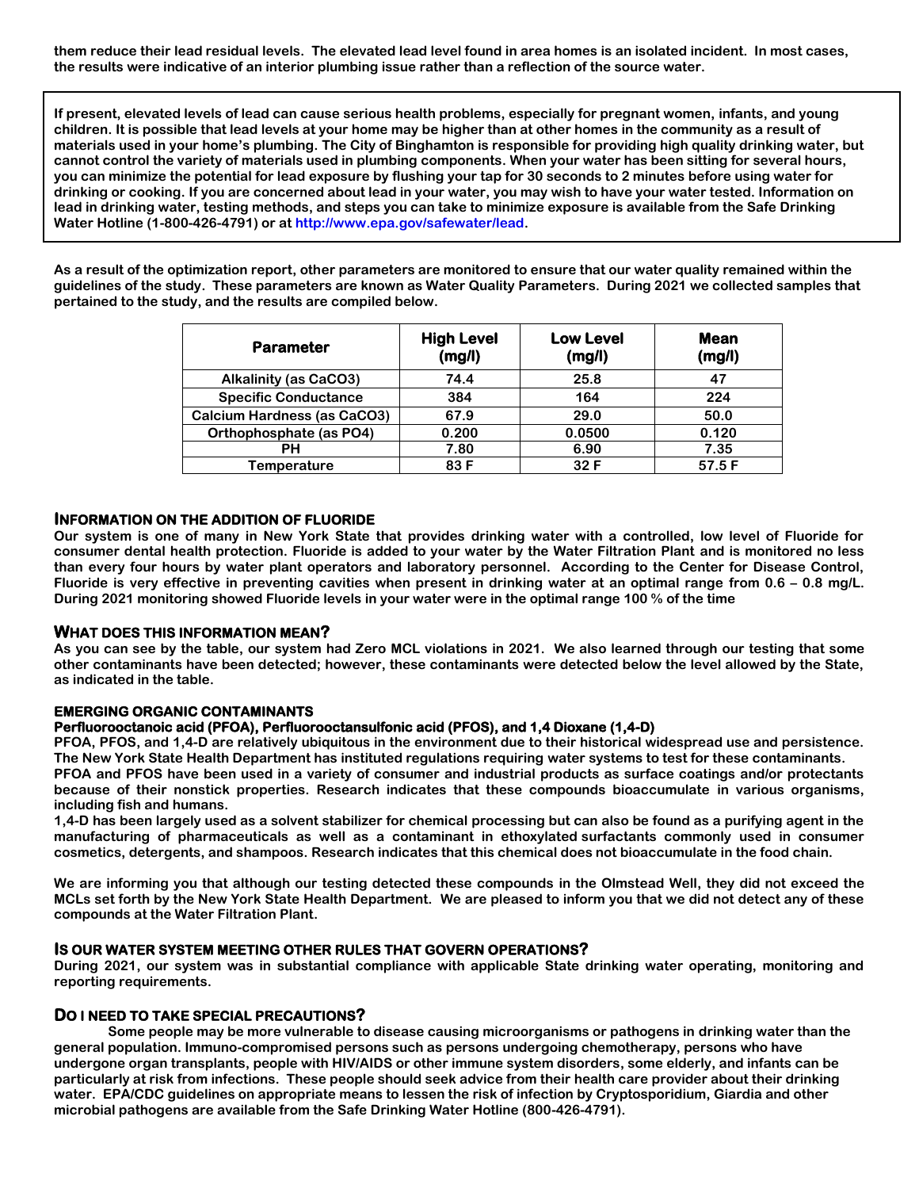**them reduce their lead residual levels. The elevated lead level found in area homes is an isolated incident. In most cases, the results were indicative of an interior plumbing issue rather than a reflection of the source water.**

**If present, elevated levels of lead can cause serious health problems, especially for pregnant women, infants, and young children. It is possible that lead levels at your home may be higher than at other homes in the community as a result of materials used in your home's plumbing. The City of Binghamton is responsible for providing high quality drinking water, but cannot control the variety of materials used in plumbing components. When your water has been sitting for several hours, you can minimize the potential for lead exposure by flushing your tap for 30 seconds to 2 minutes before using water for drinking or cooking. If you are concerned about lead in your water, you may wish to have your water tested. Information on lead in drinking water, testing methods, and steps you can take to minimize exposure is available from the Safe Drinking Water Hotline (1-800-426-4791) or at http://www.epa.gov/safewater/lead.**

**As a result of the optimization report, other parameters are monitored to ensure that our water quality remained within the guidelines of the study. These parameters are known as Water Quality Parameters. During 2021 we collected samples that pertained to the study, and the results are compiled below.**

| Parameter | High Level (mg/l) | Low Level (mg/l) | Mean (mg/l) |
|---|---|---|---|
| Alkalinity (as CaCO3) | 74.4 | 25.8 | 47 |
| Specific Conductance | 384 | 164 | 224 |
| Calcium Hardness (as CaCO3) | 67.9 | 29.0 | 50.0 |
| Orthophosphate (as PO4) | 0.200 | 0.0500 | 0.120 |
| PH | 7.80 | 6.90 | 7.35 |
| Temperature | 83 F | 32 F | 57.5 F |

## INFORMATION ON THE ADDITION OF FLUORIDE

**Our system is one of many in New York State that provides drinking water with a controlled, low level of Fluoride for consumer dental health protection. Fluoride is added to your water by the Water Filtration Plant and is monitored no less than every four hours by water plant operators and laboratory personnel. According to the Center for Disease Control, Fluoride is very effective in preventing cavities when present in drinking water at an optimal range from 0.6 – 0.8 mg/L. During 2021 monitoring showed Fluoride levels in your water were in the optimal range 100 % of the time**

## WHAT DOES THIS INFORMATION MEAN?

**As you can see by the table, our system had Zero MCL violations in 2021. We also learned through our testing that some other contaminants have been detected; however, these contaminants were detected below the level allowed by the State, as indicated in the table.**

### EMERGING ORGANIC CONTAMINANTS

**Perfluorooctanoic acid (PFOA), Perfluorooctansulfonic acid (PFOS), and 1,4 Dioxane (1,4-D)**

**PFOA, PFOS, and 1,4-D are relatively ubiquitous in the environment due to their historical widespread use and persistence. The New York State Health Department has instituted regulations requiring water systems to test for these contaminants. PFOA and PFOS have been used in a variety of consumer and industrial products as surface coatings and/or protectants because of their nonstick properties. Research indicates that these compounds bioaccumulate in various organisms, including fish and humans.**

**1,4-D has been largely used as a solvent stabilizer for chemical processing but can also be found as a purifying agent in the manufacturing of pharmaceuticals as well as a contaminant in ethoxylated surfactants commonly used in consumer cosmetics, detergents, and shampoos. Research indicates that this chemical does not bioaccumulate in the food chain.**

**We are informing you that although our testing detected these compounds in the Olmstead Well, they did not exceed the MCLs set forth by the New York State Health Department. We are pleased to inform you that we did not detect any of these compounds at the Water Filtration Plant.**

## IS OUR WATER SYSTEM MEETING OTHER RULES THAT GOVERN OPERATIONS?

**During 2021, our system was in substantial compliance with applicable State drinking water operating, monitoring and reporting requirements.**

## DO I NEED TO TAKE SPECIAL PRECAUTIONS?

**Some people may be more vulnerable to disease causing microorganisms or pathogens in drinking water than the general population. Immuno-compromised persons such as persons undergoing chemotherapy, persons who have undergone organ transplants, people with HIV/AIDS or other immune system disorders, some elderly, and infants can be particularly at risk from infections. These people should seek advice from their health care provider about their drinking water. EPA/CDC guidelines on appropriate means to lessen the risk of infection by Cryptosporidium, Giardia and other microbial pathogens are available from the Safe Drinking Water Hotline (800-426-4791).**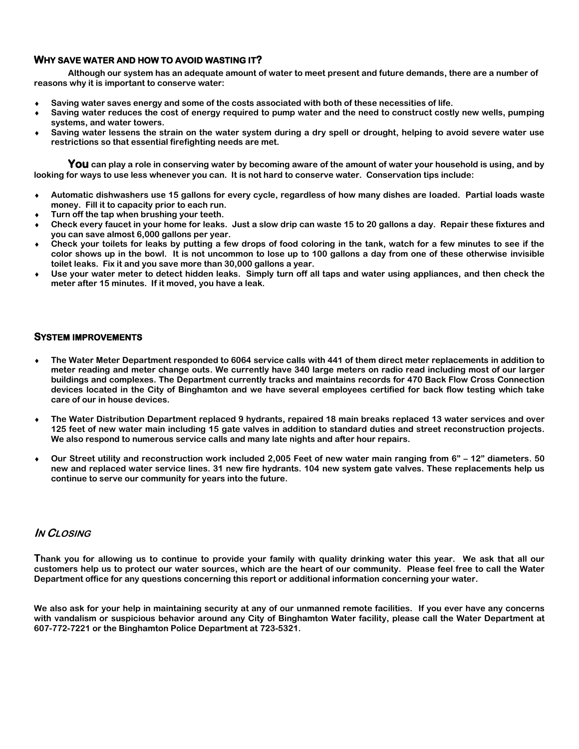## WHY SAVE WATER AND HOW TO AVOID WASTING IT?

**Although our system has an adequate amount of water to meet present and future demands, there are a number of reasons why it is important to conserve water:**

- **Saving water saves energy and some of the costs associated with both of these necessities of life.**
- **Saving water reduces the cost of energy required to pump water and the need to construct costly new wells, pumping systems, and water towers.**
- **Saving water lessens the strain on the water system during a dry spell or drought, helping to avoid severe water use restrictions so that essential firefighting needs are met.**

**You can play a role in conserving water by becoming aware of the amount of water your household is using, and by looking for ways to use less whenever you can. It is not hard to conserve water. Conservation tips include:**

- **Automatic dishwashers use 15 gallons for every cycle, regardless of how many dishes are loaded. Partial loads waste money. Fill it to capacity prior to each run.**
- **Turn off the tap when brushing your teeth.**
- **Check every faucet in your home for leaks. Just a slow drip can waste 15 to 20 gallons a day. Repair these fixtures and you can save almost 6,000 gallons per year.**
- **Check your toilets for leaks by putting a few drops of food coloring in the tank, watch for a few minutes to see if the color shows up in the bowl. It is not uncommon to lose up to 100 gallons a day from one of these otherwise invisible toilet leaks. Fix it and you save more than 30,000 gallons a year.**
- **Use your water meter to detect hidden leaks. Simply turn off all taps and water using appliances, and then check the meter after 15 minutes. If it moved, you have a leak.**

## SYSTEM IMPROVEMENTS

- **The Water Meter Department responded to 6064 service calls with 441 of them direct meter replacements in addition to meter reading and meter change outs. We currently have 340 large meters on radio read including most of our larger buildings and complexes. The Department currently tracks and maintains records for 470 Back Flow Cross Connection devices located in the City of Binghamton and we have several employees certified for back flow testing which take care of our in house devices.**

- **The Water Distribution Department replaced 9 hydrants, repaired 18 main breaks replaced 13 water services and over 125 feet of new water main including 15 gate valves in addition to standard duties and street reconstruction projects. We also respond to numerous service calls and many late nights and after hour repairs.**

- **Our Street utility and reconstruction work included 2,005 Feet of new water main ranging from 6" – 12" diameters. 50 new and replaced water service lines. 31 new fire hydrants. 104 new system gate valves. These replacements help us continue to serve our community for years into the future.**

## *IN CLOSING*

**Thank you for allowing us to continue to provide your family with quality drinking water this year. We ask that all our customers help us to protect our water sources, which are the heart of our community. Please feel free to call the Water Department office for any questions concerning this report or additional information concerning your water.**

**We also ask for your help in maintaining security at any of our unmanned remote facilities. If you ever have any concerns with vandalism or suspicious behavior around any City of Binghamton Water facility, please call the Water Department at 607-772-7221 or the Binghamton Police Department at 723-5321.**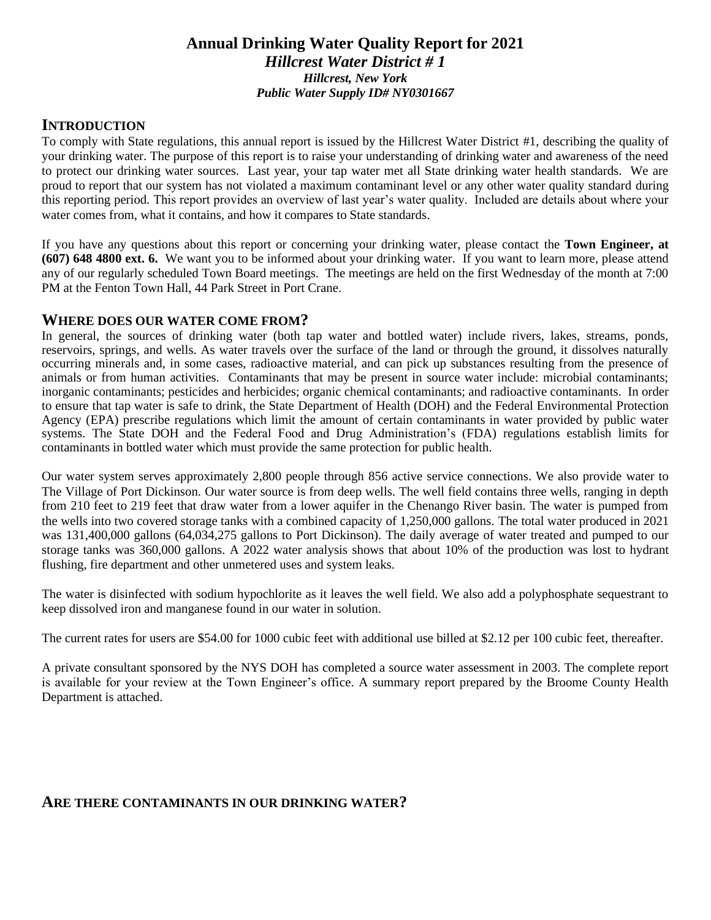# Annual Drinking Water Quality Report for 2021

***Hillcrest Water District # 1***

***Hillcrest, New York***

***Public Water Supply ID# NY0301667***

## INTRODUCTION

To comply with State regulations, this annual report is issued by the Hillcrest Water District #1, describing the quality of your drinking water. The purpose of this report is to raise your understanding of drinking water and awareness of the need to protect our drinking water sources. Last year, your tap water met all State drinking water health standards. We are proud to report that our system has not violated a maximum contaminant level or any other water quality standard during this reporting period. This report provides an overview of last year's water quality. Included are details about where your water comes from, what it contains, and how it compares to State standards.

If you have any questions about this report or concerning your drinking water, please contact the **Town Engineer, at (607) 648 4800 ext. 6.** We want you to be informed about your drinking water. If you want to learn more, please attend any of our regularly scheduled Town Board meetings. The meetings are held on the first Wednesday of the month at 7:00 PM at the Fenton Town Hall, 44 Park Street in Port Crane.

## WHERE DOES OUR WATER COME FROM?

In general, the sources of drinking water (both tap water and bottled water) include rivers, lakes, streams, ponds, reservoirs, springs, and wells. As water travels over the surface of the land or through the ground, it dissolves naturally occurring minerals and, in some cases, radioactive material, and can pick up substances resulting from the presence of animals or from human activities. Contaminants that may be present in source water include: microbial contaminants; inorganic contaminants; pesticides and herbicides; organic chemical contaminants; and radioactive contaminants. In order to ensure that tap water is safe to drink, the State Department of Health (DOH) and the Federal Environmental Protection Agency (EPA) prescribe regulations which limit the amount of certain contaminants in water provided by public water systems. The State DOH and the Federal Food and Drug Administration's (FDA) regulations establish limits for contaminants in bottled water which must provide the same protection for public health.

Our water system serves approximately 2,800 people through 856 active service connections. We also provide water to The Village of Port Dickinson. Our water source is from deep wells. The well field contains three wells, ranging in depth from 210 feet to 219 feet that draw water from a lower aquifer in the Chenango River basin. The water is pumped from the wells into two covered storage tanks with a combined capacity of 1,250,000 gallons. The total water produced in 2021 was 131,400,000 gallons (64,034,275 gallons to Port Dickinson). The daily average of water treated and pumped to our storage tanks was 360,000 gallons. A 2022 water analysis shows that about 10% of the production was lost to hydrant flushing, fire department and other unmetered uses and system leaks.

The water is disinfected with sodium hypochlorite as it leaves the well field. We also add a polyphosphate sequestrant to keep dissolved iron and manganese found in our water in solution.

The current rates for users are $54.00 for 1000 cubic feet with additional use billed at $2.12 per 100 cubic feet, thereafter.

A private consultant sponsored by the NYS DOH has completed a source water assessment in 2003. The complete report is available for your review at the Town Engineer's office. A summary report prepared by the Broome County Health Department is attached.

## ARE THERE CONTAMINANTS IN OUR DRINKING WATER?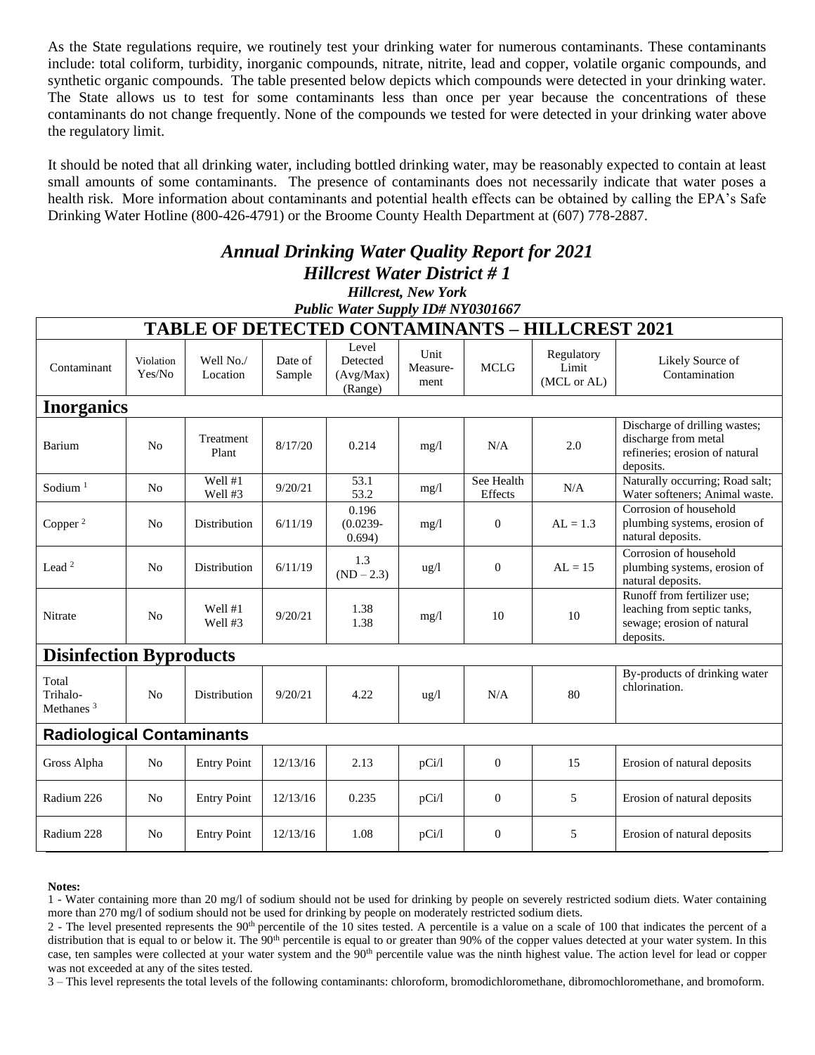As the State regulations require, we routinely test your drinking water for numerous contaminants. These contaminants include: total coliform, turbidity, inorganic compounds, nitrate, nitrite, lead and copper, volatile organic compounds, and synthetic organic compounds. The table presented below depicts which compounds were detected in your drinking water. The State allows us to test for some contaminants less than once per year because the concentrations of these contaminants do not change frequently. None of the compounds we tested for were detected in your drinking water above the regulatory limit.

It should be noted that all drinking water, including bottled drinking water, may be reasonably expected to contain at least small amounts of some contaminants. The presence of contaminants does not necessarily indicate that water poses a health risk. More information about contaminants and potential health effects can be obtained by calling the EPA's Safe Drinking Water Hotline (800-426-4791) or the Broome County Health Department at (607) 778-2887.

## *Annual Drinking Water Quality Report for 2021*
## *Hillcrest Water District # 1*
### *Hillcrest, New York*
### *Public Water Supply ID# NY0301667*

**TABLE OF DETECTED CONTAMINANTS – HILLCREST 2021**

| Contaminant | Violation Yes/No | Well No./ Location | Date of Sample | Level Detected (Avg/Max) (Range) | Unit Measure-ment | MCLG | Regulatory Limit (MCL or AL) | Likely Source of Contamination |
|---|---|---|---|---|---|---|---|---|
| **Inorganics** | | | | | | | | |
| Barium | No | Treatment Plant | 8/17/20 | 0.214 | mg/l | N/A | 2.0 | Discharge of drilling wastes; discharge from metal refineries; erosion of natural deposits. |
| Sodium [1] | No | Well #1<br>Well #3 | 9/20/21 | 53.1<br>53.2 | mg/l | See Health Effects | N/A | Naturally occurring; Road salt; Water softeners; Animal waste. |
| Copper [2] | No | Distribution | 6/11/19 | 0.196 (0.0239-0.694) | mg/l | 0 | AL = 1.3 | Corrosion of household plumbing systems, erosion of natural deposits. |
| Lead [2] | No | Distribution | 6/11/19 | 1.3 (ND – 2.3) | ug/l | 0 | AL = 15 | Corrosion of household plumbing systems, erosion of natural deposits. |
| Nitrate | No | Well #1<br>Well #3 | 9/20/21 | 1.38<br>1.38 | mg/l | 10 | 10 | Runoff from fertilizer use; leaching from septic tanks, sewage; erosion of natural deposits. |
| **Disinfection Byproducts** | | | | | | | | |
| Total Trihalo-Methanes [3] | No | Distribution | 9/20/21 | 4.22 | ug/l | N/A | 80 | By-products of drinking water chlorination. |
| **Radiological Contaminants** | | | | | | | | |
| Gross Alpha | No | Entry Point | 12/13/16 | 2.13 | pCi/l | 0 | 15 | Erosion of natural deposits |
| Radium 226 | No | Entry Point | 12/13/16 | 0.235 | pCi/l | 0 | 5 | Erosion of natural deposits |
| Radium 228 | No | Entry Point | 12/13/16 | 1.08 | pCi/l | 0 | 5 | Erosion of natural deposits |

**Notes:**

1 - Water containing more than 20 mg/l of sodium should not be used for drinking by people on severely restricted sodium diets. Water containing more than 270 mg/l of sodium should not be used for drinking by people on moderately restricted sodium diets.

2 - The level presented represents the 90th percentile of the 10 sites tested. A percentile is a value on a scale of 100 that indicates the percent of a distribution that is equal to or below it. The 90th percentile is equal to or greater than 90% of the copper values detected at your water system. In this case, ten samples were collected at your water system and the 90th percentile value was the ninth highest value. The action level for lead or copper was not exceeded at any of the sites tested.

3 – This level represents the total levels of the following contaminants: chloroform, bromodichloromethane, dibromochloromethane, and bromoform.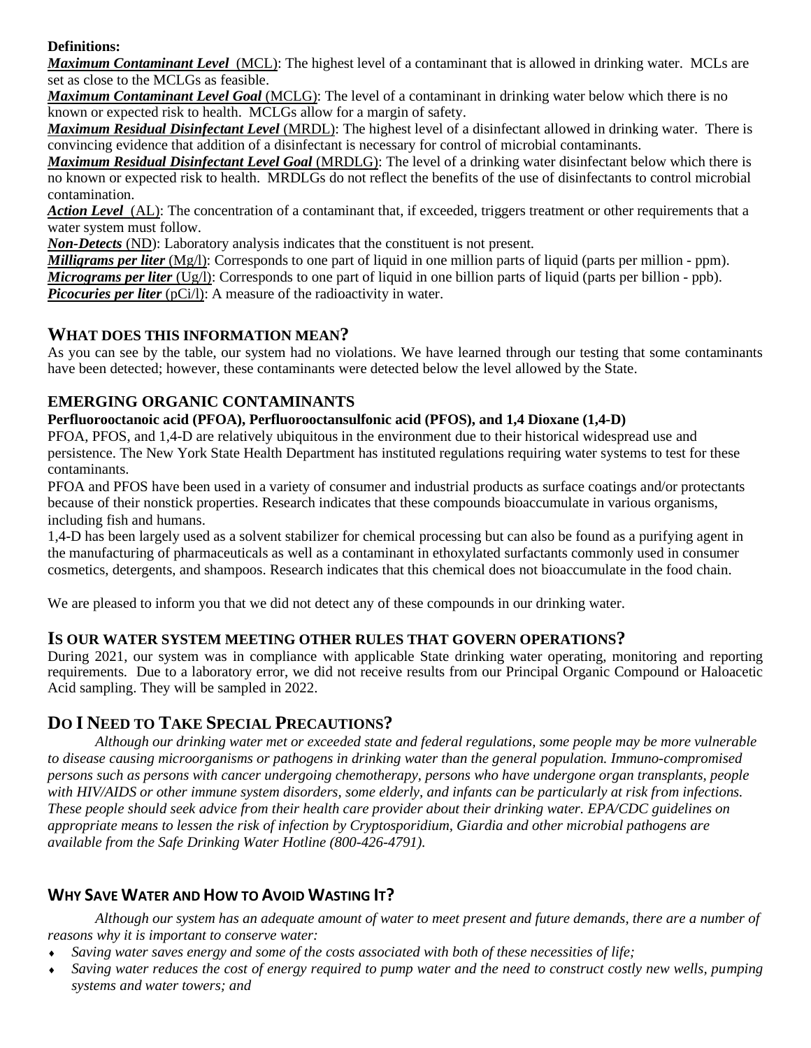**Definitions:**

***Maximum Contaminant Level*** (MCL): The highest level of a contaminant that is allowed in drinking water. MCLs are set as close to the MCLGs as feasible.

***Maximum Contaminant Level Goal*** (MCLG): The level of a contaminant in drinking water below which there is no known or expected risk to health. MCLGs allow for a margin of safety.

***Maximum Residual Disinfectant Level*** (MRDL): The highest level of a disinfectant allowed in drinking water. There is convincing evidence that addition of a disinfectant is necessary for control of microbial contaminants.

***Maximum Residual Disinfectant Level Goal*** (MRDLG): The level of a drinking water disinfectant below which there is no known or expected risk to health. MRDLGs do not reflect the benefits of the use of disinfectants to control microbial contamination.

***Action Level*** (AL): The concentration of a contaminant that, if exceeded, triggers treatment or other requirements that a water system must follow.

***Non-Detects*** (ND): Laboratory analysis indicates that the constituent is not present.

***Milligrams per liter*** (Mg/l): Corresponds to one part of liquid in one million parts of liquid (parts per million - ppm).

***Micrograms per liter*** (Ug/l): Corresponds to one part of liquid in one billion parts of liquid (parts per billion - ppb).

***Picocuries per liter*** (pCi/l): A measure of the radioactivity in water.

## WHAT DOES THIS INFORMATION MEAN?

As you can see by the table, our system had no violations. We have learned through our testing that some contaminants have been detected; however, these contaminants were detected below the level allowed by the State.

## EMERGING ORGANIC CONTAMINANTS

**Perfluorooctanoic acid (PFOA), Perfluorooctansulfonic acid (PFOS), and 1,4 Dioxane (1,4-D)**

PFOA, PFOS, and 1,4-D are relatively ubiquitous in the environment due to their historical widespread use and persistence. The New York State Health Department has instituted regulations requiring water systems to test for these contaminants.

PFOA and PFOS have been used in a variety of consumer and industrial products as surface coatings and/or protectants because of their nonstick properties. Research indicates that these compounds bioaccumulate in various organisms, including fish and humans.

1,4-D has been largely used as a solvent stabilizer for chemical processing but can also be found as a purifying agent in the manufacturing of pharmaceuticals as well as a contaminant in ethoxylated surfactants commonly used in consumer cosmetics, detergents, and shampoos. Research indicates that this chemical does not bioaccumulate in the food chain.

We are pleased to inform you that we did not detect any of these compounds in our drinking water.

## IS OUR WATER SYSTEM MEETING OTHER RULES THAT GOVERN OPERATIONS?

During 2021, our system was in compliance with applicable State drinking water operating, monitoring and reporting requirements. Due to a laboratory error, we did not receive results from our Principal Organic Compound or Haloacetic Acid sampling. They will be sampled in 2022.

## DO I NEED TO TAKE SPECIAL PRECAUTIONS?

*Although our drinking water met or exceeded state and federal regulations, some people may be more vulnerable to disease causing microorganisms or pathogens in drinking water than the general population. Immuno-compromised persons such as persons with cancer undergoing chemotherapy, persons who have undergone organ transplants, people with HIV/AIDS or other immune system disorders, some elderly, and infants can be particularly at risk from infections. These people should seek advice from their health care provider about their drinking water. EPA/CDC guidelines on appropriate means to lessen the risk of infection by Cryptosporidium, Giardia and other microbial pathogens are available from the Safe Drinking Water Hotline (800-426-4791).*

## WHY SAVE WATER AND HOW TO AVOID WASTING IT?

*Although our system has an adequate amount of water to meet present and future demands, there are a number of reasons why it is important to conserve water:*

- *Saving water saves energy and some of the costs associated with both of these necessities of life;*
- *Saving water reduces the cost of energy required to pump water and the need to construct costly new wells, pumping systems and water towers; and*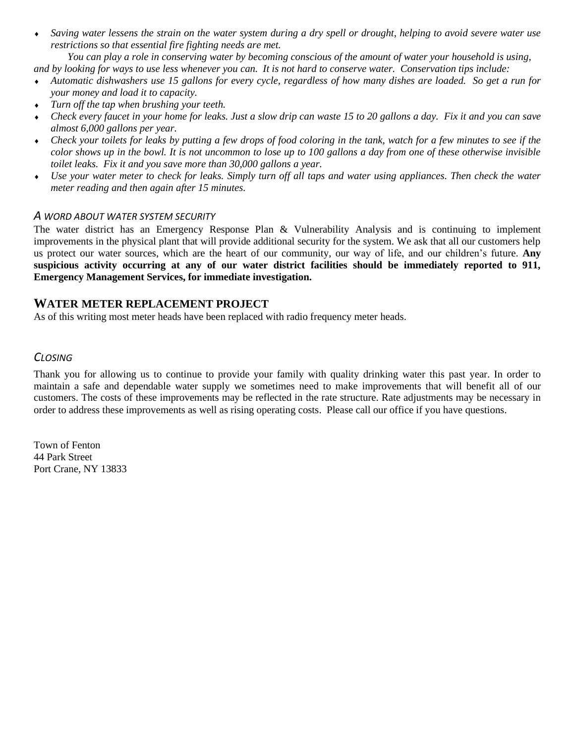- *Saving water lessens the strain on the water system during a dry spell or drought, helping to avoid severe water use restrictions so that essential fire fighting needs are met.*

*You can play a role in conserving water by becoming conscious of the amount of water your household is using, and by looking for ways to use less whenever you can. It is not hard to conserve water. Conservation tips include:*

- *Automatic dishwashers use 15 gallons for every cycle, regardless of how many dishes are loaded. So get a run for your money and load it to capacity.*
- *Turn off the tap when brushing your teeth.*
- *Check every faucet in your home for leaks. Just a slow drip can waste 15 to 20 gallons a day. Fix it and you can save almost 6,000 gallons per year.*
- *Check your toilets for leaks by putting a few drops of food coloring in the tank, watch for a few minutes to see if the color shows up in the bowl. It is not uncommon to lose up to 100 gallons a day from one of these otherwise invisible toilet leaks. Fix it and you save more than 30,000 gallons a year.*
- *Use your water meter to check for leaks. Simply turn off all taps and water using appliances. Then check the water meter reading and then again after 15 minutes.*

### *A Word About Water System Security*

The water district has an Emergency Response Plan & Vulnerability Analysis and is continuing to implement improvements in the physical plant that will provide additional security for the system. We ask that all our customers help us protect our water sources, which are the heart of our community, our way of life, and our children's future. **Any suspicious activity occurring at any of our water district facilities should be immediately reported to 911, Emergency Management Services, for immediate investigation.**

## WATER METER REPLACEMENT PROJECT

As of this writing most meter heads have been replaced with radio frequency meter heads.

### *Closing*

Thank you for allowing us to continue to provide your family with quality drinking water this past year. In order to maintain a safe and dependable water supply we sometimes need to make improvements that will benefit all of our customers. The costs of these improvements may be reflected in the rate structure. Rate adjustments may be necessary in order to address these improvements as well as rising operating costs. Please call our office if you have questions.

Town of Fenton
44 Park Street
Port Crane, NY 13833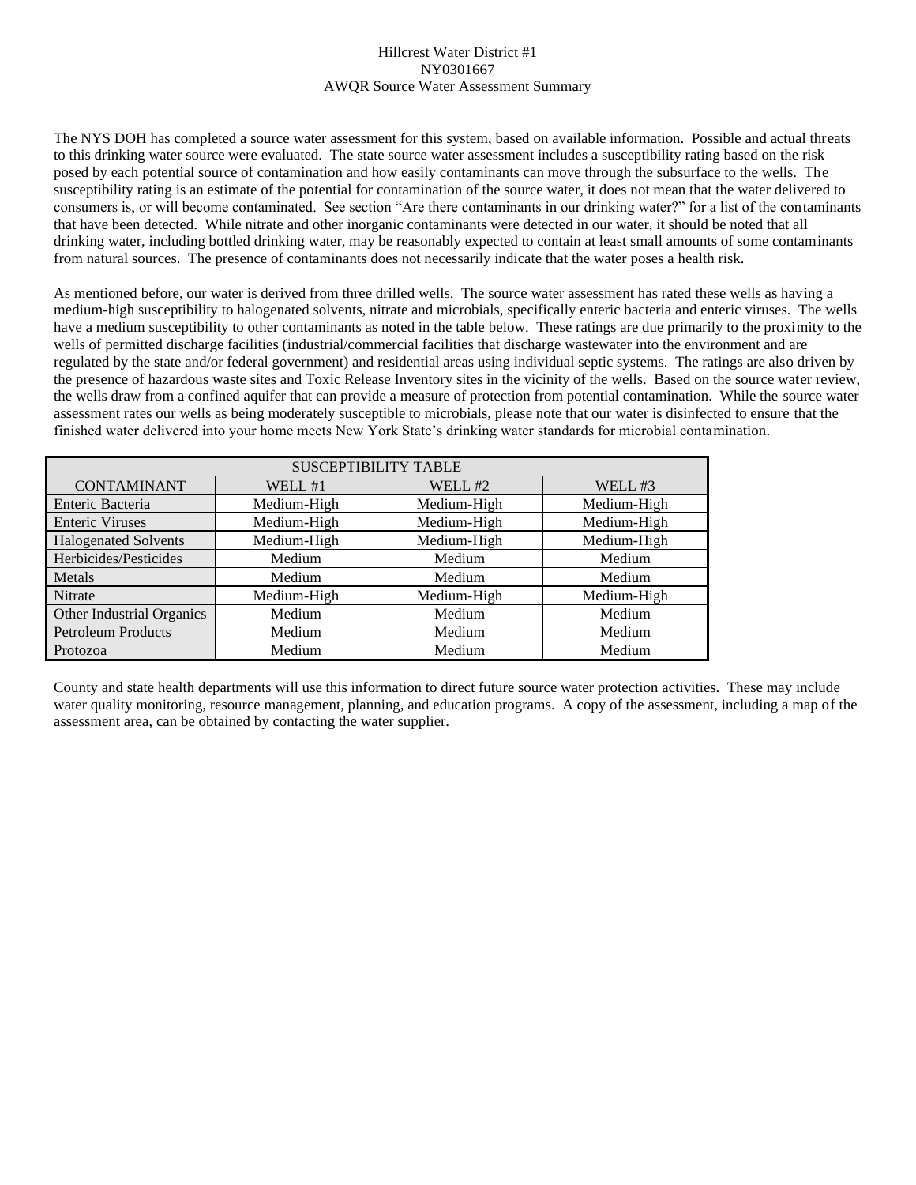Hillcrest Water District #1
NY0301667
AWQR Source Water Assessment Summary

The NYS DOH has completed a source water assessment for this system, based on available information. Possible and actual threats to this drinking water source were evaluated. The state source water assessment includes a susceptibility rating based on the risk posed by each potential source of contamination and how easily contaminants can move through the subsurface to the wells. The susceptibility rating is an estimate of the potential for contamination of the source water, it does not mean that the water delivered to consumers is, or will become contaminated. See section "Are there contaminants in our drinking water?" for a list of the contaminants that have been detected. While nitrate and other inorganic contaminants were detected in our water, it should be noted that all drinking water, including bottled drinking water, may be reasonably expected to contain at least small amounts of some contaminants from natural sources. The presence of contaminants does not necessarily indicate that the water poses a health risk.

As mentioned before, our water is derived from three drilled wells. The source water assessment has rated these wells as having a medium-high susceptibility to halogenated solvents, nitrate and microbials, specifically enteric bacteria and enteric viruses. The wells have a medium susceptibility to other contaminants as noted in the table below. These ratings are due primarily to the proximity to the wells of permitted discharge facilities (industrial/commercial facilities that discharge wastewater into the environment and are regulated by the state and/or federal government) and residential areas using individual septic systems. The ratings are also driven by the presence of hazardous waste sites and Toxic Release Inventory sites in the vicinity of the wells. Based on the source water review, the wells draw from a confined aquifer that can provide a measure of protection from potential contamination. While the source water assessment rates our wells as being moderately susceptible to microbials, please note that our water is disinfected to ensure that the finished water delivered into your home meets New York State's drinking water standards for microbial contamination.

| SUSCEPTIBILITY TABLE | | | |
|---|---|---|---|
| CONTAMINANT | WELL #1 | WELL #2 | WELL #3 |
| Enteric Bacteria | Medium-High | Medium-High | Medium-High |
| Enteric Viruses | Medium-High | Medium-High | Medium-High |
| Halogenated Solvents | Medium-High | Medium-High | Medium-High |
| Herbicides/Pesticides | Medium | Medium | Medium |
| Metals | Medium | Medium | Medium |
| Nitrate | Medium-High | Medium-High | Medium-High |
| Other Industrial Organics | Medium | Medium | Medium |
| Petroleum Products | Medium | Medium | Medium |
| Protozoa | Medium | Medium | Medium |

County and state health departments will use this information to direct future source water protection activities. These may include water quality monitoring, resource management, planning, and education programs. A copy of the assessment, including a map of the assessment area, can be obtained by contacting the water supplier.